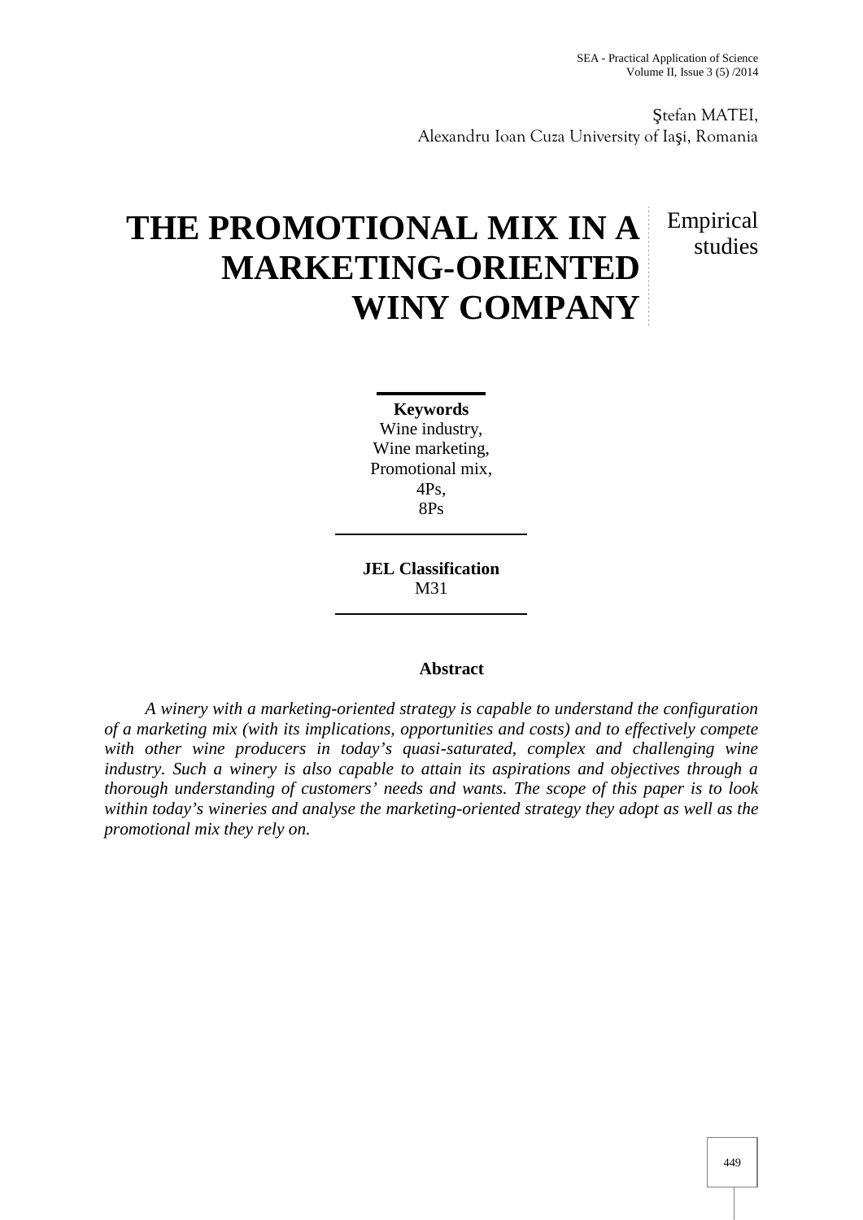Ştefan MATEI,
Alexandru Ioan Cuza University of Iaşi, Romania

# THE PROMOTIONAL MIX IN A MARKETING-ORIENTED WINY COMPANY

Empirical studies

**Keywords**
Wine industry,
Wine marketing,
Promotional mix,
4Ps,
8Ps

**JEL Classification**
M31

**Abstract**

*A winery with a marketing-oriented strategy is capable to understand the configuration of a marketing mix (with its implications, opportunities and costs) and to effectively compete with other wine producers in today's quasi-saturated, complex and challenging wine industry. Such a winery is also capable to attain its aspirations and objectives through a thorough understanding of customers' needs and wants. The scope of this paper is to look within today's wineries and analyse the marketing-oriented strategy they adopt as well as the promotional mix they rely on.*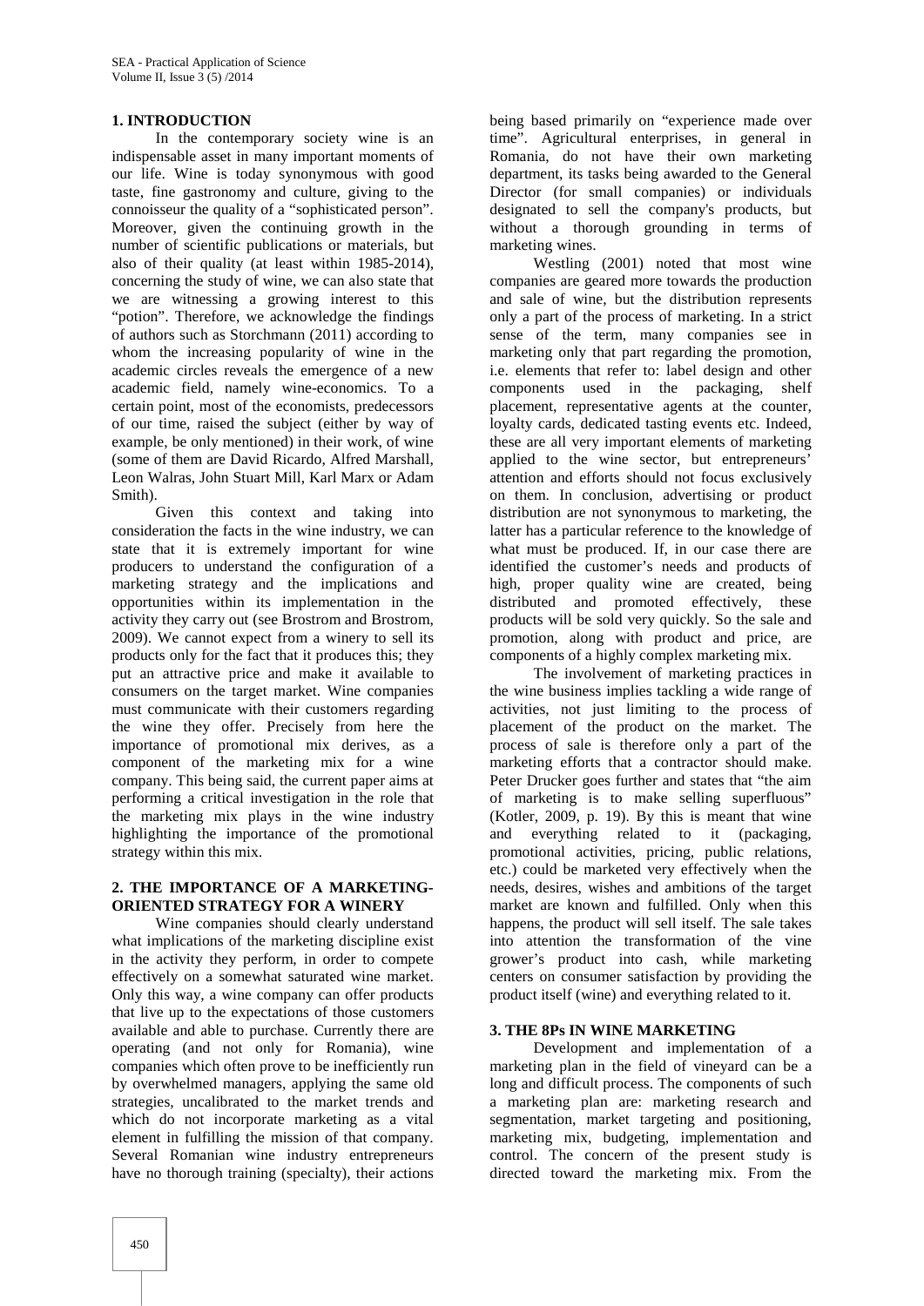## 1. INTRODUCTION

In the contemporary society wine is an indispensable asset in many important moments of our life. Wine is today synonymous with good taste, fine gastronomy and culture, giving to the connoisseur the quality of a "sophisticated person". Moreover, given the continuing growth in the number of scientific publications or materials, but also of their quality (at least within 1985-2014), concerning the study of wine, we can also state that we are witnessing a growing interest to this "potion". Therefore, we acknowledge the findings of authors such as Storchmann (2011) according to whom the increasing popularity of wine in the academic circles reveals the emergence of a new academic field, namely wine-economics. To a certain point, most of the economists, predecessors of our time, raised the subject (either by way of example, be only mentioned) in their work, of wine (some of them are David Ricardo, Alfred Marshall, Leon Walras, John Stuart Mill, Karl Marx or Adam Smith).

Given this context and taking into consideration the facts in the wine industry, we can state that it is extremely important for wine producers to understand the configuration of a marketing strategy and the implications and opportunities within its implementation in the activity they carry out (see Brostrom and Brostrom, 2009). We cannot expect from a winery to sell its products only for the fact that it produces this; they put an attractive price and make it available to consumers on the target market. Wine companies must communicate with their customers regarding the wine they offer. Precisely from here the importance of promotional mix derives, as a component of the marketing mix for a wine company. This being said, the current paper aims at performing a critical investigation in the role that the marketing mix plays in the wine industry highlighting the importance of the promotional strategy within this mix.

## 2. THE IMPORTANCE OF A MARKETING-ORIENTED STRATEGY FOR A WINERY

Wine companies should clearly understand what implications of the marketing discipline exist in the activity they perform, in order to compete effectively on a somewhat saturated wine market. Only this way, a wine company can offer products that live up to the expectations of those customers available and able to purchase. Currently there are operating (and not only for Romania), wine companies which often prove to be inefficiently run by overwhelmed managers, applying the same old strategies, uncalibrated to the market trends and which do not incorporate marketing as a vital element in fulfilling the mission of that company. Several Romanian wine industry entrepreneurs have no thorough training (specialty), their actions being based primarily on "experience made over time". Agricultural enterprises, in general in Romania, do not have their own marketing department, its tasks being awarded to the General Director (for small companies) or individuals designated to sell the company's products, but without a thorough grounding in terms of marketing wines.

Westling (2001) noted that most wine companies are geared more towards the production and sale of wine, but the distribution represents only a part of the process of marketing. In a strict sense of the term, many companies see in marketing only that part regarding the promotion, i.e. elements that refer to: label design and other components used in the packaging, shelf placement, representative agents at the counter, loyalty cards, dedicated tasting events etc. Indeed, these are all very important elements of marketing applied to the wine sector, but entrepreneurs' attention and efforts should not focus exclusively on them. In conclusion, advertising or product distribution are not synonymous to marketing, the latter has a particular reference to the knowledge of what must be produced. If, in our case there are identified the customer's needs and products of high, proper quality wine are created, being distributed and promoted effectively, these products will be sold very quickly. So the sale and promotion, along with product and price, are components of a highly complex marketing mix.

The involvement of marketing practices in the wine business implies tackling a wide range of activities, not just limiting to the process of placement of the product on the market. The process of sale is therefore only a part of the marketing efforts that a contractor should make. Peter Drucker goes further and states that "the aim of marketing is to make selling superfluous" (Kotler, 2009, p. 19). By this is meant that wine and everything related to it (packaging, promotional activities, pricing, public relations, etc.) could be marketed very effectively when the needs, desires, wishes and ambitions of the target market are known and fulfilled. Only when this happens, the product will sell itself. The sale takes into attention the transformation of the vine grower's product into cash, while marketing centers on consumer satisfaction by providing the product itself (wine) and everything related to it.

## 3. THE 8Ps IN WINE MARKETING

Development and implementation of a marketing plan in the field of vineyard can be a long and difficult process. The components of such a marketing plan are: marketing research and segmentation, market targeting and positioning, marketing mix, budgeting, implementation and control. The concern of the present study is directed toward the marketing mix. From the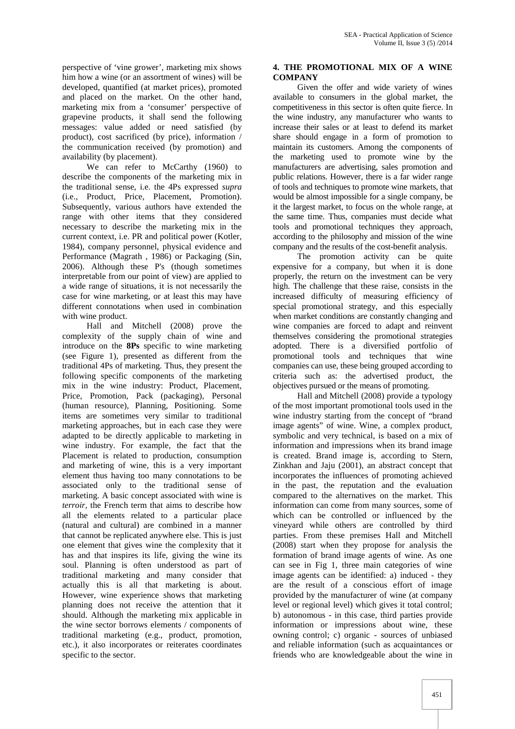perspective of 'vine grower', marketing mix shows him how a wine (or an assortment of wines) will be developed, quantified (at market prices), promoted and placed on the market. On the other hand, marketing mix from a 'consumer' perspective of grapevine products, it shall send the following messages: value added or need satisfied (by product), cost sacrificed (by price), information / the communication received (by promotion) and availability (by placement).

We can refer to McCarthy (1960) to describe the components of the marketing mix in the traditional sense, i.e. the 4Ps expressed *supra* (i.e., Product, Price, Placement, Promotion). Subsequently, various authors have extended the range with other items that they considered necessary to describe the marketing mix in the current context, i.e. PR and political power (Kotler, 1984), company personnel, physical evidence and Performance (Magrath , 1986) or Packaging (Sin, 2006). Although these P's (though sometimes interpretable from our point of view) are applied to a wide range of situations, it is not necessarily the case for wine marketing, or at least this may have different connotations when used in combination with wine product.

Hall and Mitchell (2008) prove the complexity of the supply chain of wine and introduce on the **8Ps** specific to wine marketing (see Figure 1), presented as different from the traditional 4Ps of marketing. Thus, they present the following specific components of the marketing mix in the wine industry: Product, Placement, Price, Promotion, Pack (packaging), Personal (human resource), Planning, Positioning. Some items are sometimes very similar to traditional marketing approaches, but in each case they were adapted to be directly applicable to marketing in wine industry. For example, the fact that the Placement is related to production, consumption and marketing of wine, this is a very important element thus having too many connotations to be associated only to the traditional sense of marketing. A basic concept associated with wine is *terroir*, the French term that aims to describe how all the elements related to a particular place (natural and cultural) are combined in a manner that cannot be replicated anywhere else. This is just one element that gives wine the complexity that it has and that inspires its life, giving the wine its soul. Planning is often understood as part of traditional marketing and many consider that actually this is all that marketing is about. However, wine experience shows that marketing planning does not receive the attention that it should. Although the marketing mix applicable in the wine sector borrows elements / components of traditional marketing (e.g., product, promotion, etc.), it also incorporates or reiterates coordinates specific to the sector.

## 4. THE PROMOTIONAL MIX OF A WINE COMPANY

Given the offer and wide variety of wines available to consumers in the global market, the competitiveness in this sector is often quite fierce. In the wine industry, any manufacturer who wants to increase their sales or at least to defend its market share should engage in a form of promotion to maintain its customers. Among the components of the marketing used to promote wine by the manufacturers are advertising, sales promotion and public relations. However, there is a far wider range of tools and techniques to promote wine markets, that would be almost impossible for a single company, be it the largest market, to focus on the whole range, at the same time. Thus, companies must decide what tools and promotional techniques they approach, according to the philosophy and mission of the wine company and the results of the cost-benefit analysis.

The promotion activity can be quite expensive for a company, but when it is done properly, the return on the investment can be very high. The challenge that these raise, consists in the increased difficulty of measuring efficiency of special promotional strategy, and this especially when market conditions are constantly changing and wine companies are forced to adapt and reinvent themselves considering the promotional strategies adopted. There is a diversified portfolio of promotional tools and techniques that wine companies can use, these being grouped according to criteria such as: the advertised product, the objectives pursued or the means of promoting.

Hall and Mitchell (2008) provide a typology of the most important promotional tools used in the wine industry starting from the concept of "brand image agents" of wine. Wine, a complex product, symbolic and very technical, is based on a mix of information and impressions when its brand image is created. Brand image is, according to Stern, Zinkhan and Jaju (2001), an abstract concept that incorporates the influences of promoting achieved in the past, the reputation and the evaluation compared to the alternatives on the market. This information can come from many sources, some of which can be controlled or influenced by the vineyard while others are controlled by third parties. From these premises Hall and Mitchell (2008) start when they propose for analysis the formation of brand image agents of wine. As one can see in Fig 1, three main categories of wine image agents can be identified: a) induced - they are the result of a conscious effort of image provided by the manufacturer of wine (at company level or regional level) which gives it total control; b) autonomous - in this case, third parties provide information or impressions about wine, these owning control; c) organic - sources of unbiased and reliable information (such as acquaintances or friends who are knowledgeable about the wine in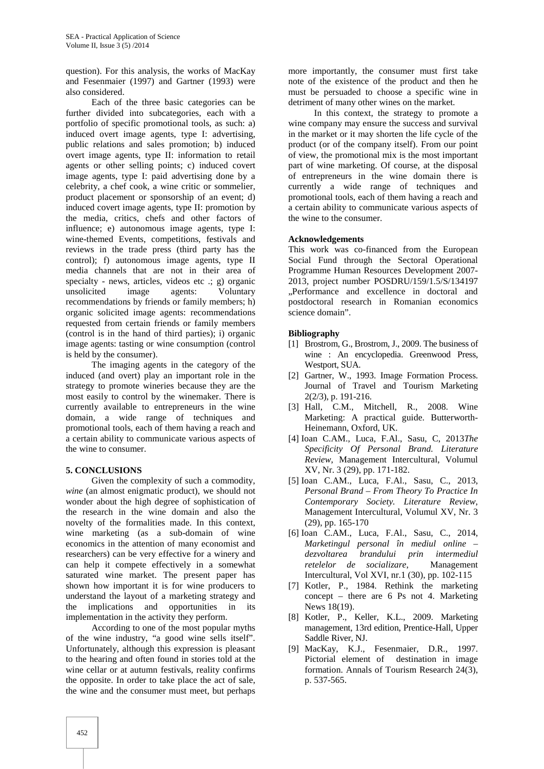question). For this analysis, the works of MacKay and Fesenmaier (1997) and Gartner (1993) were also considered.

Each of the three basic categories can be further divided into subcategories, each with a portfolio of specific promotional tools, as such: a) induced overt image agents, type I: advertising, public relations and sales promotion; b) induced overt image agents, type II: information to retail agents or other selling points; c) induced covert image agents, type I: paid advertising done by a celebrity, a chef cook, a wine critic or sommelier, product placement or sponsorship of an event; d) induced covert image agents, type II: promotion by the media, critics, chefs and other factors of influence; e) autonomous image agents, type I: wine-themed Events, competitions, festivals and reviews in the trade press (third party has the control); f) autonomous image agents, type II media channels that are not in their area of specialty - news, articles, videos etc .; g) organic unsolicited image agents: Voluntary recommendations by friends or family members; h) organic solicited image agents: recommendations requested from certain friends or family members (control is in the hand of third parties); i) organic image agents: tasting or wine consumption (control is held by the consumer).

The imaging agents in the category of the induced (and overt) play an important role in the strategy to promote wineries because they are the most easily to control by the winemaker. There is currently available to entrepreneurs in the wine domain, a wide range of techniques and promotional tools, each of them having a reach and a certain ability to communicate various aspects of the wine to consumer.

## 5. CONCLUSIONS

Given the complexity of such a commodity, *wine* (an almost enigmatic product), we should not wonder about the high degree of sophistication of the research in the wine domain and also the novelty of the formalities made. In this context, wine marketing (as a sub-domain of wine economics in the attention of many economist and researchers) can be very effective for a winery and can help it compete effectively in a somewhat saturated wine market. The present paper has shown how important it is for wine producers to understand the layout of a marketing strategy and the implications and opportunities in its implementation in the activity they perform.

According to one of the most popular myths of the wine industry, "a good wine sells itself". Unfortunately, although this expression is pleasant to the hearing and often found in stories told at the wine cellar or at autumn festivals, reality confirms the opposite. In order to take place the act of sale, the wine and the consumer must meet, but perhaps more importantly, the consumer must first take note of the existence of the product and then he must be persuaded to choose a specific wine in detriment of many other wines on the market.

In this context, the strategy to promote a wine company may ensure the success and survival in the market or it may shorten the life cycle of the product (or of the company itself). From our point of view, the promotional mix is the most important part of wine marketing. Of course, at the disposal of entrepreneurs in the wine domain there is currently a wide range of techniques and promotional tools, each of them having a reach and a certain ability to communicate various aspects of the wine to the consumer.

### Acknowledgements

This work was co-financed from the European Social Fund through the Sectoral Operational Programme Human Resources Development 2007-2013, project number POSDRU/159/1.5/S/134197 „Performance and excellence in doctoral and postdoctoral research in Romanian economics science domain".

### Bibliography

[1] Brostrom, G., Brostrom, J., 2009. The business of wine : An encyclopedia. Greenwood Press, Westport, SUA.

[2] Gartner, W., 1993. Image Formation Process. Journal of Travel and Tourism Marketing 2(2/3), p. 191-216.

[3] Hall, C.M., Mitchell, R., 2008. Wine Marketing: A practical guide. Butterworth-Heinemann, Oxford, UK.

[4] Ioan C.AM., Luca, F.Al., Sasu, C, 2013*The Specificity Of Personal Brand. Literature Review*, Management Intercultural, Volumul XV, Nr. 3 (29), pp. 171-182.

[5] Ioan C.AM., Luca, F.Al., Sasu, C., 2013, *Personal Brand – From Theory To Practice In Contemporary Society. Literature Review*, Management Intercultural, Volumul XV, Nr. 3 (29), pp. 165-170

[6] Ioan C.AM., Luca, F.Al., Sasu, C., 2014, *Marketingul personal în mediul online – dezvoltarea brandului prin intermediul retelelor de socializare*, Management Intercultural, Vol XVI, nr.1 (30), pp. 102-115

[7] Kotler, P., 1984. Rethink the marketing concept – there are 6 Ps not 4. Marketing News 18(19).

[8] Kotler, P., Keller, K.L., 2009. Marketing management, 13rd edition, Prentice-Hall, Upper Saddle River, NJ.

[9] MacKay, K.J., Fesenmaier, D.R., 1997. Pictorial element of destination in image formation. Annals of Tourism Research 24(3), p. 537-565.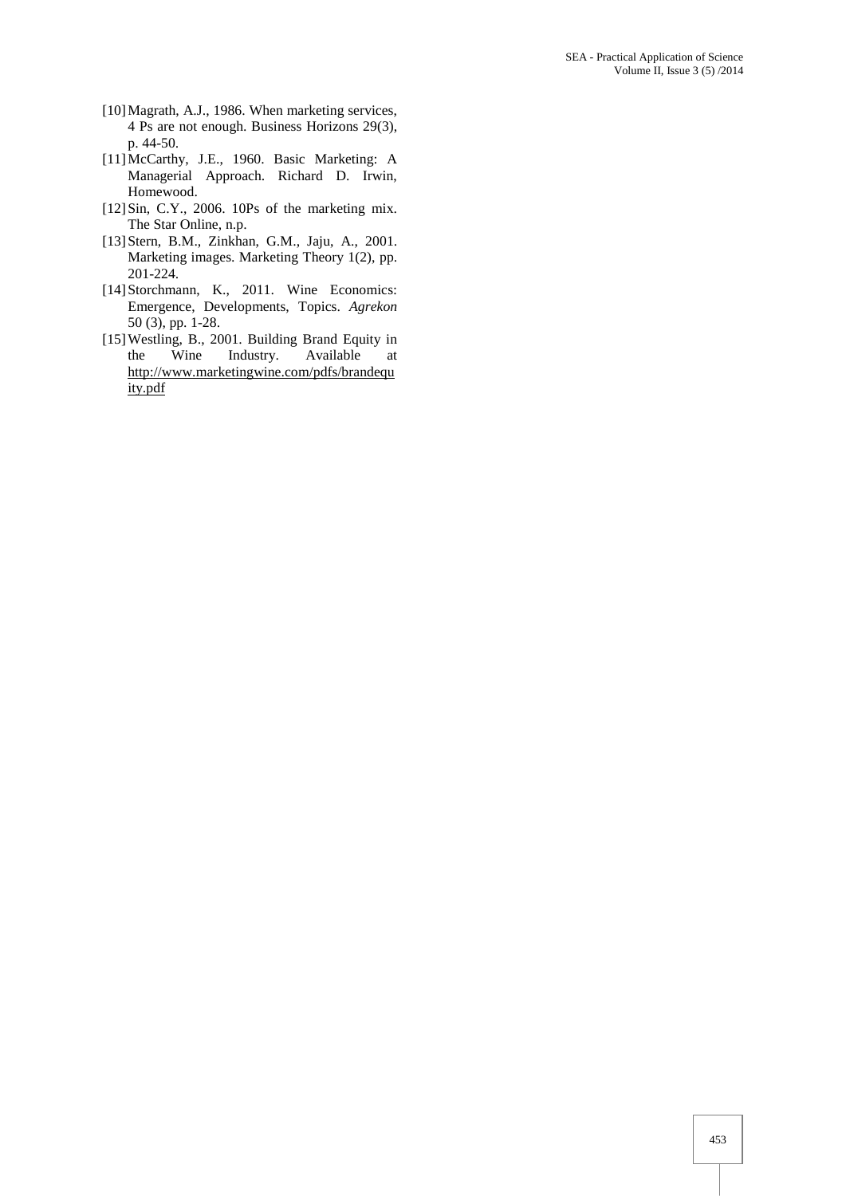[10] Magrath, A.J., 1986. When marketing services, 4 Ps are not enough. Business Horizons 29(3), p. 44-50.

[11] McCarthy, J.E., 1960. Basic Marketing: A Managerial Approach. Richard D. Irwin, Homewood.

[12] Sin, C.Y., 2006. 10Ps of the marketing mix. The Star Online, n.p.

[13] Stern, B.M., Zinkhan, G.M., Jaju, A., 2001. Marketing images. Marketing Theory 1(2), pp. 201-224.

[14] Storchmann, K., 2011. Wine Economics: Emergence, Developments, Topics. *Agrekon* 50 (3), pp. 1-28.

[15] Westling, B., 2001. Building Brand Equity in the Wine Industry. Available at http://www.marketingwine.com/pdfs/brandequity.pdf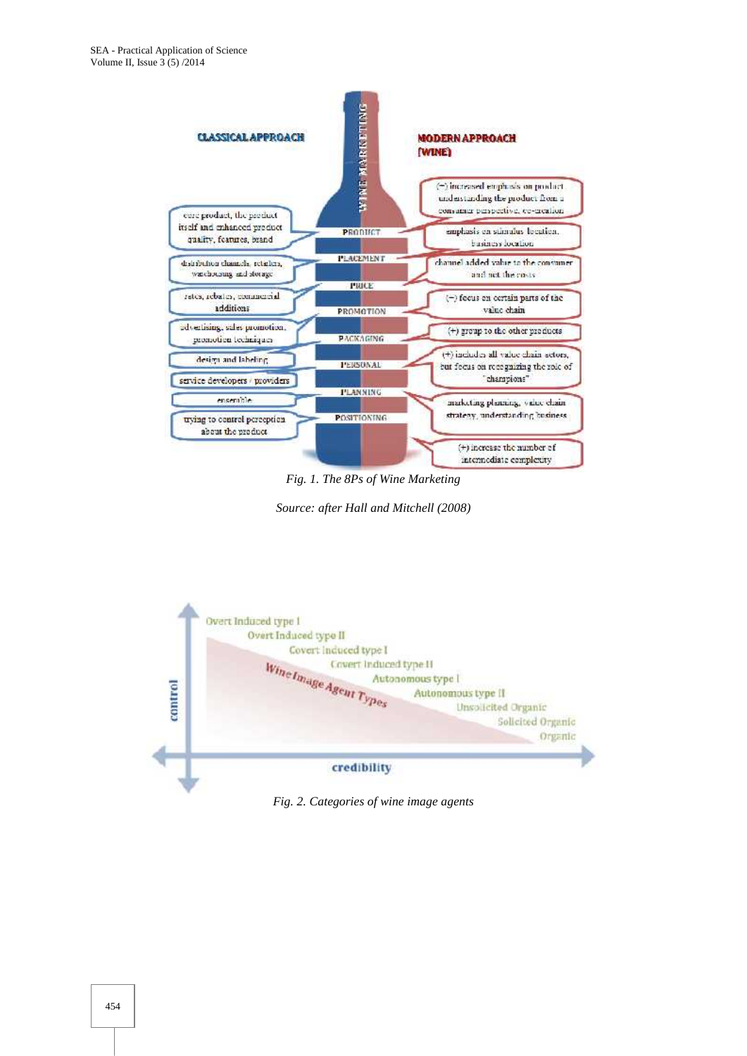CLASSICAL APPROACH

WINE MARKETING

MODERN APPROACH (WINE)

core product, the product itself and enhanced product quality, features, brand

distribution channels, retailers, warehousing and storage

rates, rebates, commercial additions

advertising, sales promotion, promotion techniques

design and labeling

service developers / providers

ensemble

trying to control perception about the product

PRODUCT

PLACEMENT

PRICE

PROMOTION

PACKAGING

PERSONAL

PLANNING

POSITIONING

(−) increased emphasis on product understanding the product from a consumer perspective, co-creation

emphasis on stimulus location, business location

channel added value to the consumer and not the costs

(−) focus on certain parts of the value chain

(+) group to the other products

(+) includes all value chain actors, but focus on recognizing the role of "champions"

marketing planning, value chain strategy, understanding business

(+) increase the number of intermediate complexity

*Fig. 1. The 8Ps of Wine Marketing*

*Source: after Hall and Mitchell (2008)*

control

credibility

Wine Image Agent Types

Overt Induced type I

Overt Induced type II

Covert Induced type I

Covert Induced type II

Autonomous type I

Autonomous type II

Unsolicited Organic

Solicited Organic

Organic

*Fig. 2. Categories of wine image agents*